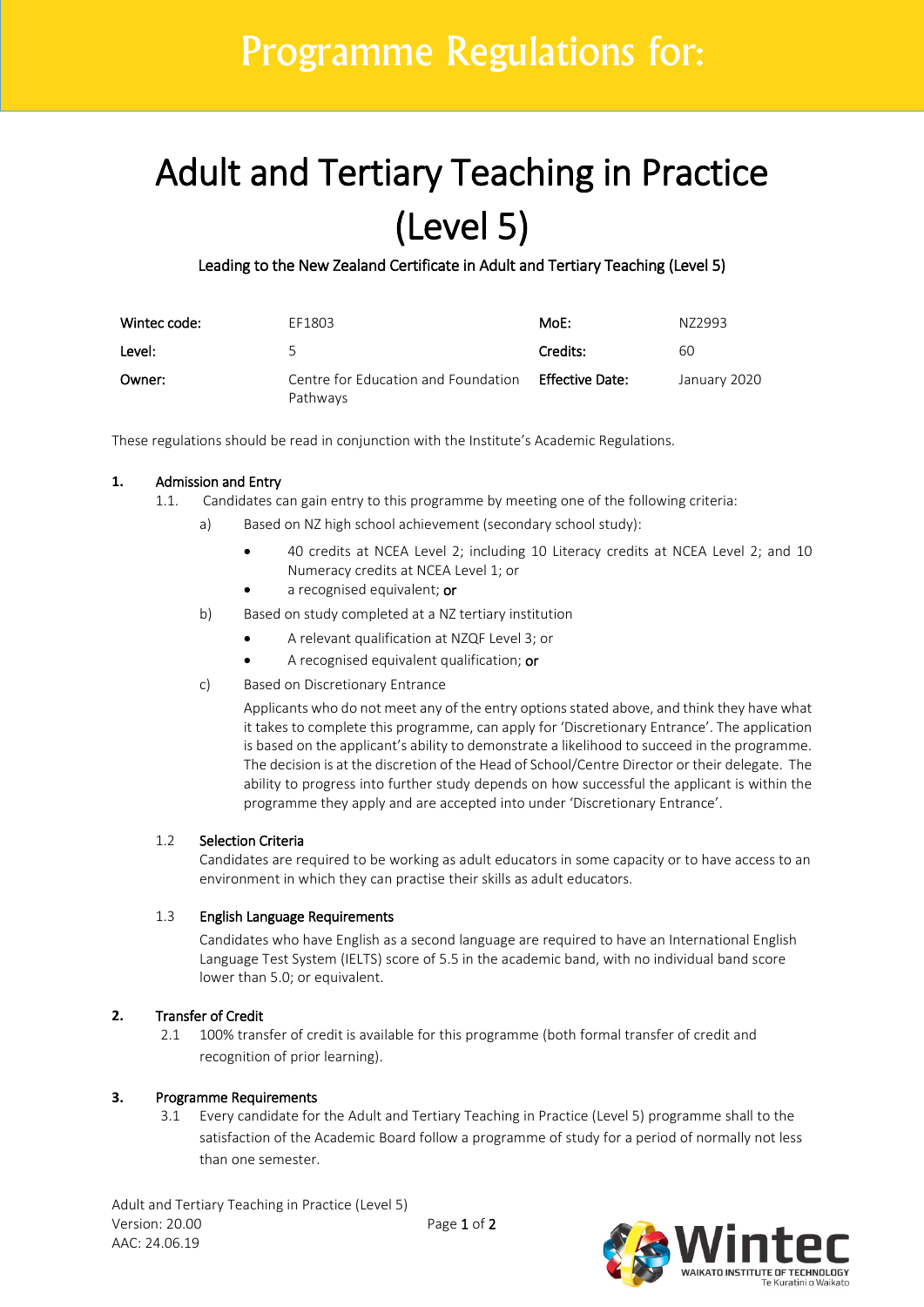# Programme Regulations for:

# Adult and Tertiary Teaching in Practice (Level 5)

Leading to the New Zealand Certificate in Adult and Tertiary Teaching (Level 5)

| Wintec code: | EF1803 | MoE: | NZ2993 |
|---|---|---|---|
| Level: | 5 | Credits: | 60 |
| Owner: | Centre for Education and Foundation Pathways | Effective Date: | January 2020 |

These regulations should be read in conjunction with the Institute's Academic Regulations.

## 1. Admission and Entry

1.1. Candidates can gain entry to this programme by meeting one of the following criteria:

a) Based on NZ high school achievement (secondary school study):

- 40 credits at NCEA Level 2; including 10 Literacy credits at NCEA Level 2; and 10 Numeracy credits at NCEA Level 1; or
- a recognised equivalent; **or**

b) Based on study completed at a NZ tertiary institution

- A relevant qualification at NZQF Level 3; or
- A recognised equivalent qualification; **or**

c) Based on Discretionary Entrance

Applicants who do not meet any of the entry options stated above, and think they have what it takes to complete this programme, can apply for 'Discretionary Entrance'. The application is based on the applicant's ability to demonstrate a likelihood to succeed in the programme. The decision is at the discretion of the Head of School/Centre Director or their delegate. The ability to progress into further study depends on how successful the applicant is within the programme they apply and are accepted into under 'Discretionary Entrance'.

### 1.2 Selection Criteria

Candidates are required to be working as adult educators in some capacity or to have access to an environment in which they can practise their skills as adult educators.

### 1.3 English Language Requirements

Candidates who have English as a second language are required to have an International English Language Test System (IELTS) score of 5.5 in the academic band, with no individual band score lower than 5.0; or equivalent.

## 2. Transfer of Credit

2.1 100% transfer of credit is available for this programme (both formal transfer of credit and recognition of prior learning).

## 3. Programme Requirements

3.1 Every candidate for the Adult and Tertiary Teaching in Practice (Level 5) programme shall to the satisfaction of the Academic Board follow a programme of study for a period of normally not less than one semester.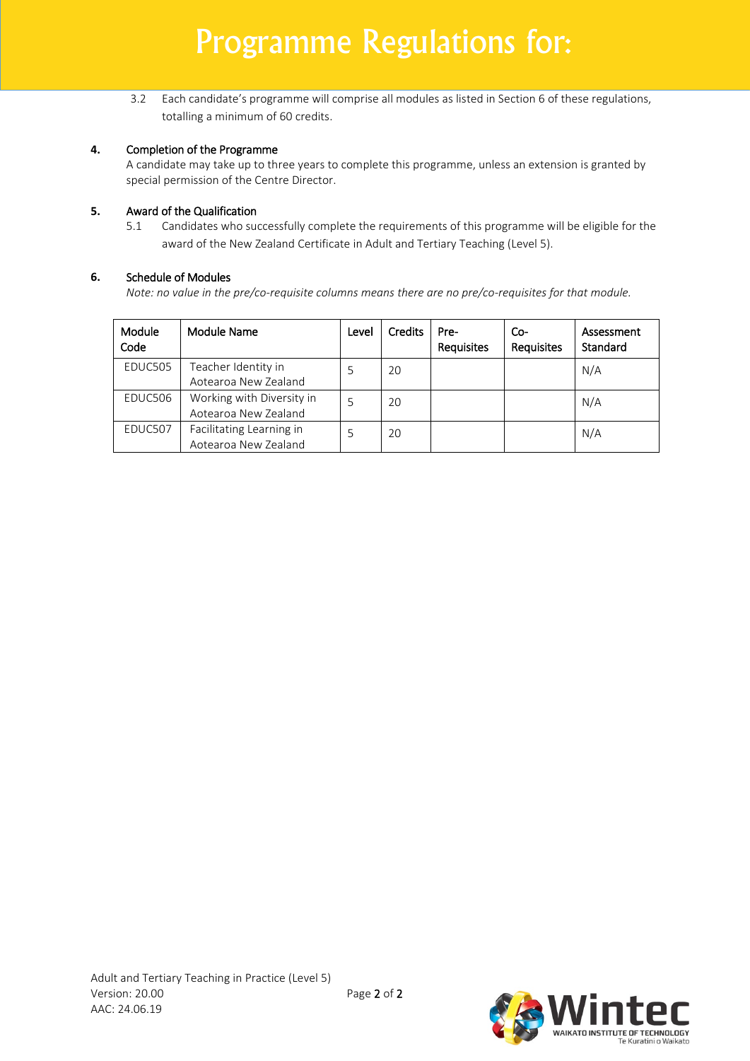3.2 Each candidate's programme will comprise all modules as listed in Section 6 of these regulations, totalling a minimum of 60 credits.

**4. Completion of the Programme**

A candidate may take up to three years to complete this programme, unless an extension is granted by special permission of the Centre Director.

**5. Award of the Qualification**

5.1 Candidates who successfully complete the requirements of this programme will be eligible for the award of the New Zealand Certificate in Adult and Tertiary Teaching (Level 5).

**6. Schedule of Modules**

*Note: no value in the pre/co-requisite columns means there are no pre/co-requisites for that module.*

| Module Code | Module Name | Level | Credits | Pre-Requisites | Co-Requisites | Assessment Standard |
|---|---|---|---|---|---|---|
| EDUC505 | Teacher Identity in Aotearoa New Zealand | 5 | 20 | | | N/A |
| EDUC506 | Working with Diversity in Aotearoa New Zealand | 5 | 20 | | | N/A |
| EDUC507 | Facilitating Learning in Aotearoa New Zealand | 5 | 20 | | | N/A |